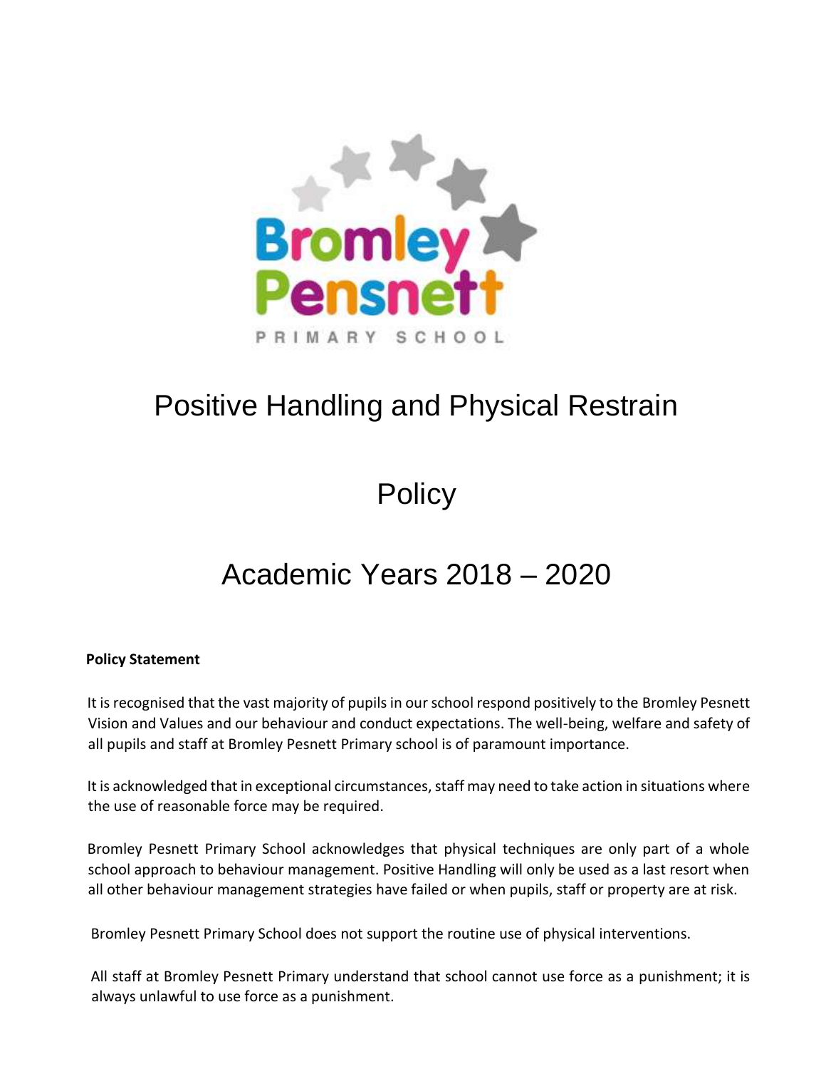Bromley Pensnett

PRIMARY SCHOOL

# Positive Handling and Physical Restrain

# Policy

# Academic Years 2018 – 2020

**Policy Statement**

It is recognised that the vast majority of pupils in our school respond positively to the Bromley Pesnett Vision and Values and our behaviour and conduct expectations. The well-being, welfare and safety of all pupils and staff at Bromley Pesnett Primary school is of paramount importance.

It is acknowledged that in exceptional circumstances, staff may need to take action in situations where the use of reasonable force may be required.

Bromley Pesnett Primary School acknowledges that physical techniques are only part of a whole school approach to behaviour management. Positive Handling will only be used as a last resort when all other behaviour management strategies have failed or when pupils, staff or property are at risk.

Bromley Pesnett Primary School does not support the routine use of physical interventions.

All staff at Bromley Pesnett Primary understand that school cannot use force as a punishment; it is always unlawful to use force as a punishment.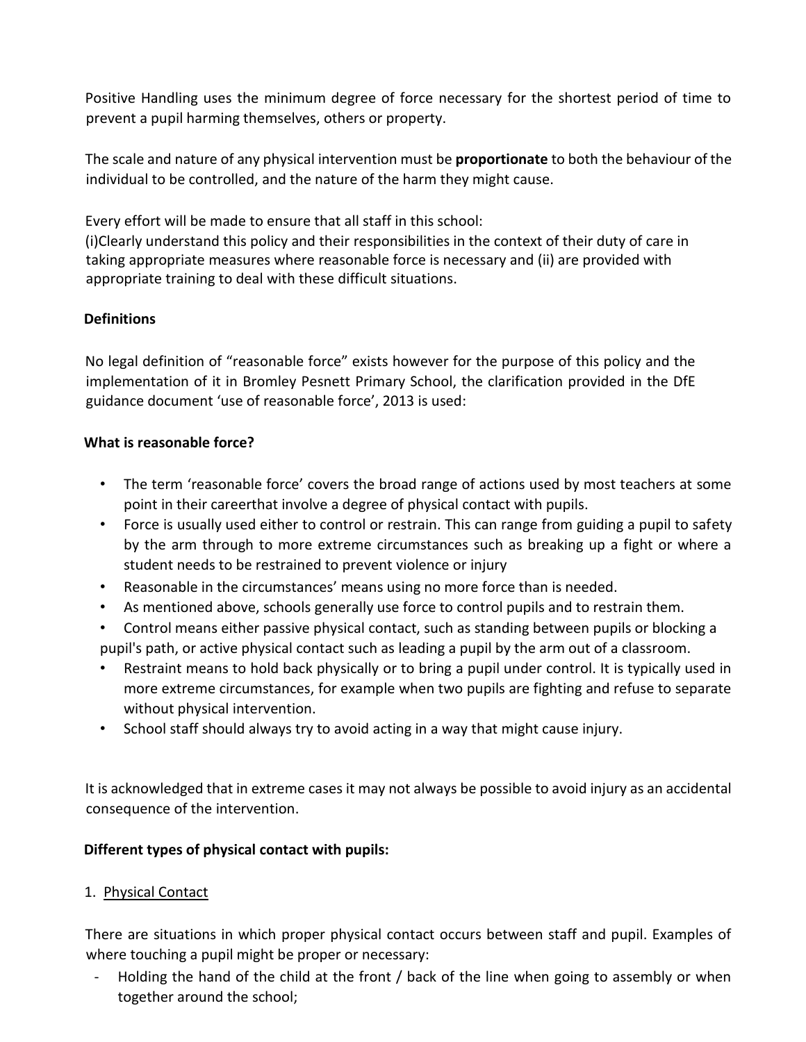Positive Handling uses the minimum degree of force necessary for the shortest period of time to prevent a pupil harming themselves, others or property.

The scale and nature of any physical intervention must be **proportionate** to both the behaviour of the individual to be controlled, and the nature of the harm they might cause.

Every effort will be made to ensure that all staff in this school:
(i)Clearly understand this policy and their responsibilities in the context of their duty of care in taking appropriate measures where reasonable force is necessary and (ii) are provided with appropriate training to deal with these difficult situations.

**Definitions**

No legal definition of "reasonable force" exists however for the purpose of this policy and the implementation of it in Bromley Pesnett Primary School, the clarification provided in the DfE guidance document 'use of reasonable force', 2013 is used:

**What is reasonable force?**

- The term 'reasonable force' covers the broad range of actions used by most teachers at some point in their careerthat involve a degree of physical contact with pupils.
- Force is usually used either to control or restrain. This can range from guiding a pupil to safety by the arm through to more extreme circumstances such as breaking up a fight or where a student needs to be restrained to prevent violence or injury
- Reasonable in the circumstances' means using no more force than is needed.
- As mentioned above, schools generally use force to control pupils and to restrain them.
- Control means either passive physical contact, such as standing between pupils or blocking a pupil's path, or active physical contact such as leading a pupil by the arm out of a classroom.
- Restraint means to hold back physically or to bring a pupil under control. It is typically used in more extreme circumstances, for example when two pupils are fighting and refuse to separate without physical intervention.
- School staff should always try to avoid acting in a way that might cause injury.

It is acknowledged that in extreme cases it may not always be possible to avoid injury as an accidental consequence of the intervention.

**Different types of physical contact with pupils:**

1. Physical Contact

There are situations in which proper physical contact occurs between staff and pupil. Examples of where touching a pupil might be proper or necessary:

- Holding the hand of the child at the front / back of the line when going to assembly or when together around the school;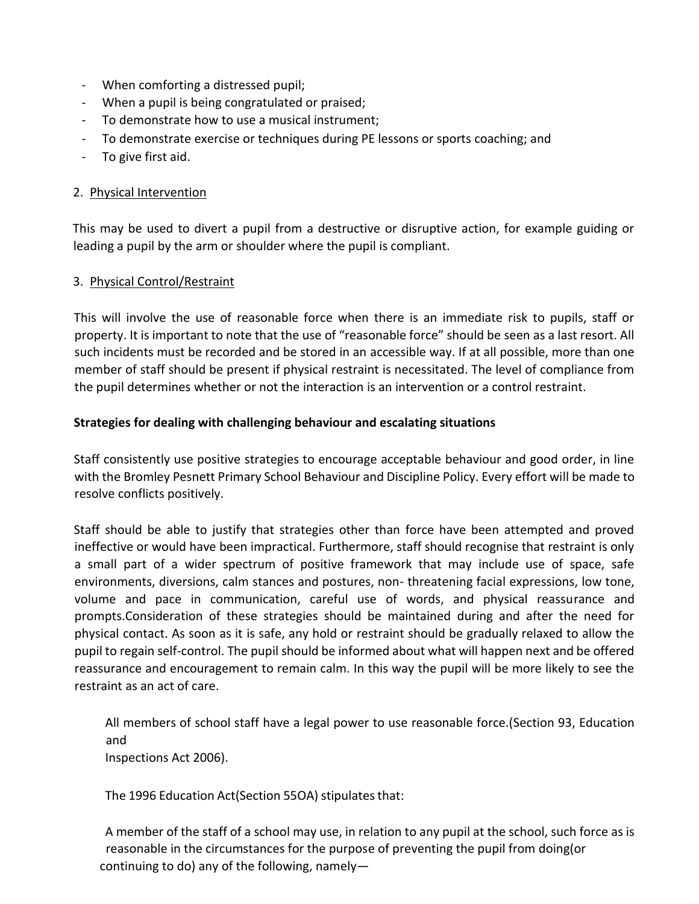- When comforting a distressed pupil;
- When a pupil is being congratulated or praised;
- To demonstrate how to use a musical instrument;
- To demonstrate exercise or techniques during PE lessons or sports coaching; and
- To give first aid.

2. Physical Intervention

This may be used to divert a pupil from a destructive or disruptive action, for example guiding or leading a pupil by the arm or shoulder where the pupil is compliant.

3. Physical Control/Restraint

This will involve the use of reasonable force when there is an immediate risk to pupils, staff or property. It is important to note that the use of "reasonable force" should be seen as a last resort. All such incidents must be recorded and be stored in an accessible way. If at all possible, more than one member of staff should be present if physical restraint is necessitated. The level of compliance from the pupil determines whether or not the interaction is an intervention or a control restraint.

**Strategies for dealing with challenging behaviour and escalating situations**

Staff consistently use positive strategies to encourage acceptable behaviour and good order, in line with the Bromley Pesnett Primary School Behaviour and Discipline Policy. Every effort will be made to resolve conflicts positively.

Staff should be able to justify that strategies other than force have been attempted and proved ineffective or would have been impractical. Furthermore, staff should recognise that restraint is only a small part of a wider spectrum of positive framework that may include use of space, safe environments, diversions, calm stances and postures, non- threatening facial expressions, low tone, volume and pace in communication, careful use of words, and physical reassurance and prompts.Consideration of these strategies should be maintained during and after the need for physical contact. As soon as it is safe, any hold or restraint should be gradually relaxed to allow the pupil to regain self-control. The pupil should be informed about what will happen next and be offered reassurance and encouragement to remain calm. In this way the pupil will be more likely to see the restraint as an act of care.

All members of school staff have a legal power to use reasonable force.(Section 93, Education and Inspections Act 2006).

The 1996 Education Act(Section 55OA) stipulates that:

A member of the staff of a school may use, in relation to any pupil at the school, such force as is reasonable in the circumstances for the purpose of preventing the pupil from doing(or continuing to do) any of the following, namely—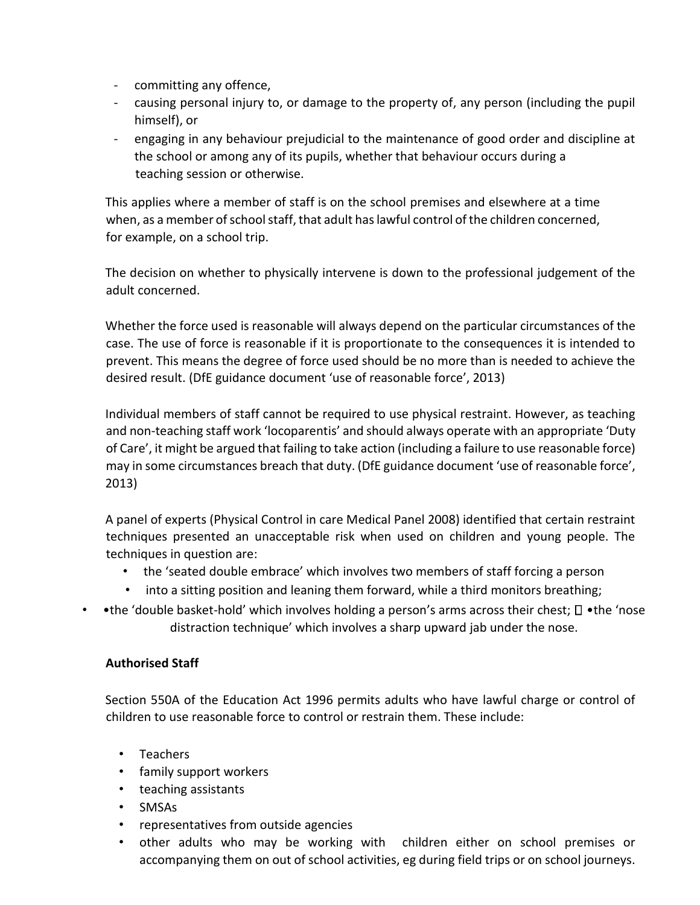- committing any offence,
- causing personal injury to, or damage to the property of, any person (including the pupil himself), or
- engaging in any behaviour prejudicial to the maintenance of good order and discipline at the school or among any of its pupils, whether that behaviour occurs during a teaching session or otherwise.

This applies where a member of staff is on the school premises and elsewhere at a time when, as a member of school staff, that adult has lawful control of the children concerned, for example, on a school trip.

The decision on whether to physically intervene is down to the professional judgement of the adult concerned.

Whether the force used is reasonable will always depend on the particular circumstances of the case. The use of force is reasonable if it is proportionate to the consequences it is intended to prevent. This means the degree of force used should be no more than is needed to achieve the desired result. (DfE guidance document 'use of reasonable force', 2013)

Individual members of staff cannot be required to use physical restraint. However, as teaching and non-teaching staff work 'locoparentis' and should always operate with an appropriate 'Duty of Care', it might be argued that failing to take action (including a failure to use reasonable force) may in some circumstances breach that duty. (DfE guidance document 'use of reasonable force', 2013)

A panel of experts (Physical Control in care Medical Panel 2008) identified that certain restraint techniques presented an unacceptable risk when used on children and young people. The techniques in question are:

- the 'seated double embrace' which involves two members of staff forcing a person
- into a sitting position and leaning them forward, while a third monitors breathing;
- •the 'double basket-hold' which involves holding a person's arms across their chest;  •the 'nose distraction technique' which involves a sharp upward jab under the nose.

**Authorised Staff**

Section 550A of the Education Act 1996 permits adults who have lawful charge or control of children to use reasonable force to control or restrain them. These include:

- Teachers
- family support workers
- teaching assistants
- SMSAs
- representatives from outside agencies
- other adults who may be working with children either on school premises or accompanying them on out of school activities, eg during field trips or on school journeys.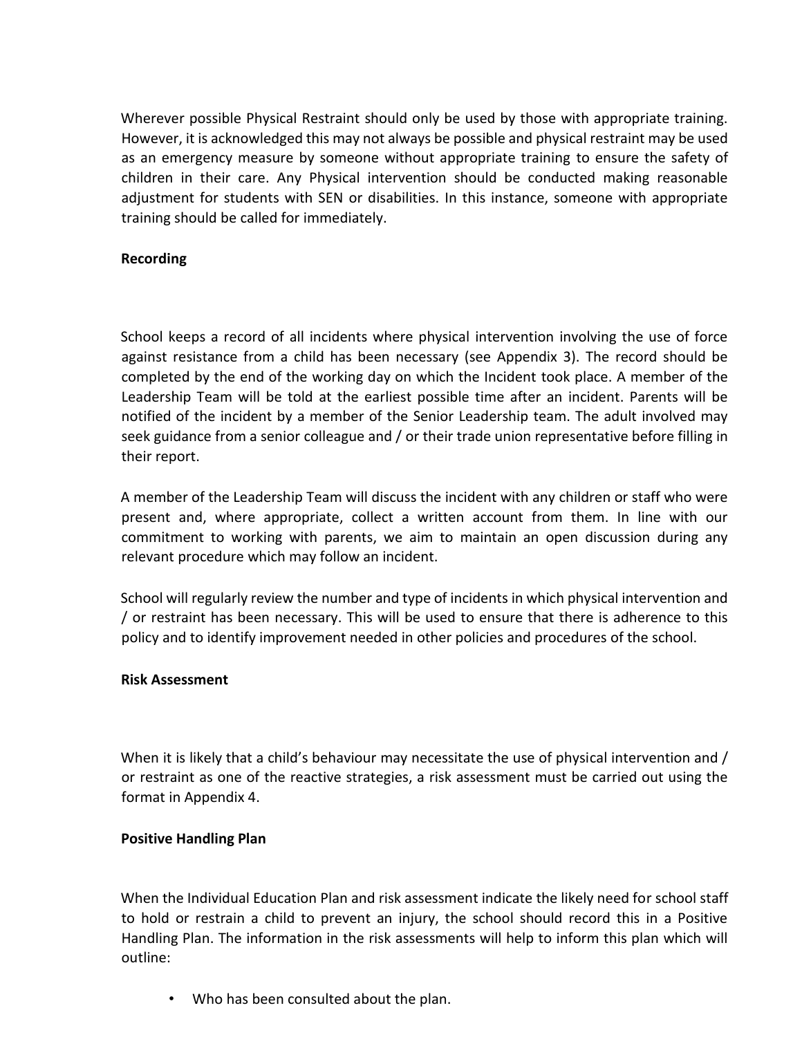Wherever possible Physical Restraint should only be used by those with appropriate training. However, it is acknowledged this may not always be possible and physical restraint may be used as an emergency measure by someone without appropriate training to ensure the safety of children in their care. Any Physical intervention should be conducted making reasonable adjustment for students with SEN or disabilities. In this instance, someone with appropriate training should be called for immediately.

**Recording**

School keeps a record of all incidents where physical intervention involving the use of force against resistance from a child has been necessary (see Appendix 3). The record should be completed by the end of the working day on which the Incident took place. A member of the Leadership Team will be told at the earliest possible time after an incident. Parents will be notified of the incident by a member of the Senior Leadership team. The adult involved may seek guidance from a senior colleague and / or their trade union representative before filling in their report.

A member of the Leadership Team will discuss the incident with any children or staff who were present and, where appropriate, collect a written account from them. In line with our commitment to working with parents, we aim to maintain an open discussion during any relevant procedure which may follow an incident.

School will regularly review the number and type of incidents in which physical intervention and / or restraint has been necessary. This will be used to ensure that there is adherence to this policy and to identify improvement needed in other policies and procedures of the school.

**Risk Assessment**

When it is likely that a child's behaviour may necessitate the use of physical intervention and / or restraint as one of the reactive strategies, a risk assessment must be carried out using the format in Appendix 4.

**Positive Handling Plan**

When the Individual Education Plan and risk assessment indicate the likely need for school staff to hold or restrain a child to prevent an injury, the school should record this in a Positive Handling Plan. The information in the risk assessments will help to inform this plan which will outline:

- Who has been consulted about the plan.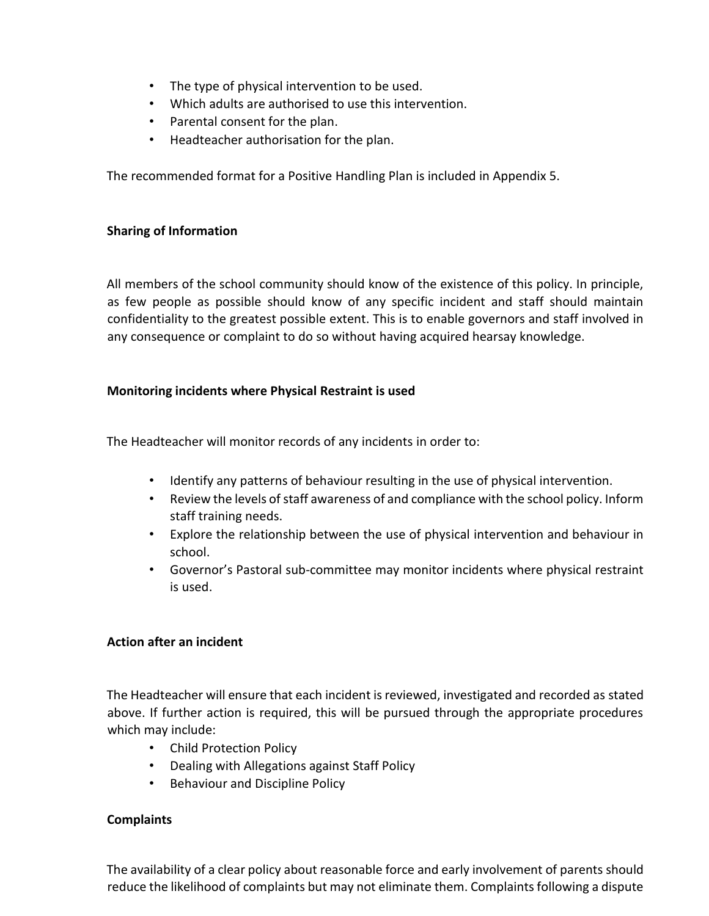- The type of physical intervention to be used.
- Which adults are authorised to use this intervention.
- Parental consent for the plan.
- Headteacher authorisation for the plan.

The recommended format for a Positive Handling Plan is included in Appendix 5.

**Sharing of Information**

All members of the school community should know of the existence of this policy. In principle, as few people as possible should know of any specific incident and staff should maintain confidentiality to the greatest possible extent. This is to enable governors and staff involved in any consequence or complaint to do so without having acquired hearsay knowledge.

**Monitoring incidents where Physical Restraint is used**

The Headteacher will monitor records of any incidents in order to:

- Identify any patterns of behaviour resulting in the use of physical intervention.
- Review the levels of staff awareness of and compliance with the school policy. Inform staff training needs.
- Explore the relationship between the use of physical intervention and behaviour in school.
- Governor's Pastoral sub-committee may monitor incidents where physical restraint is used.

**Action after an incident**

The Headteacher will ensure that each incident is reviewed, investigated and recorded as stated above. If further action is required, this will be pursued through the appropriate procedures which may include:

- Child Protection Policy
- Dealing with Allegations against Staff Policy
- Behaviour and Discipline Policy

**Complaints**

The availability of a clear policy about reasonable force and early involvement of parents should reduce the likelihood of complaints but may not eliminate them. Complaints following a dispute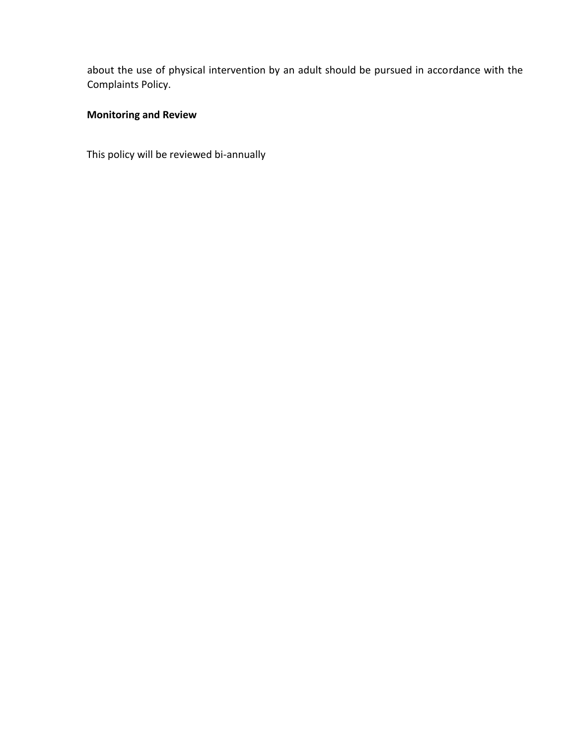about the use of physical intervention by an adult should be pursued in accordance with the Complaints Policy.

**Monitoring and Review**

This policy will be reviewed bi-annually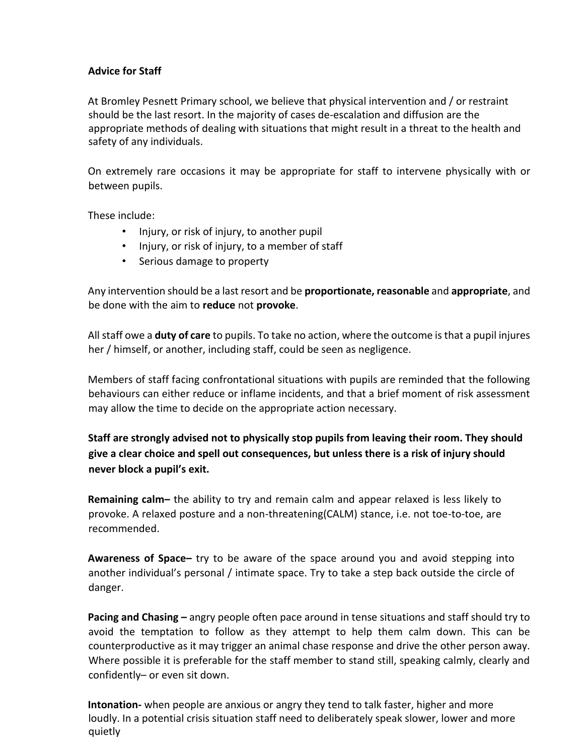**Advice for Staff**

At Bromley Pesnett Primary school, we believe that physical intervention and / or restraint should be the last resort. In the majority of cases de-escalation and diffusion are the appropriate methods of dealing with situations that might result in a threat to the health and safety of any individuals.

On extremely rare occasions it may be appropriate for staff to intervene physically with or between pupils.

These include:

- Injury, or risk of injury, to another pupil
- Injury, or risk of injury, to a member of staff
- Serious damage to property

Any intervention should be a last resort and be **proportionate, reasonable** and **appropriate**, and be done with the aim to **reduce** not **provoke**.

All staff owe a **duty of care** to pupils. To take no action, where the outcome is that a pupil injures her / himself, or another, including staff, could be seen as negligence.

Members of staff facing confrontational situations with pupils are reminded that the following behaviours can either reduce or inflame incidents, and that a brief moment of risk assessment may allow the time to decide on the appropriate action necessary.

**Staff are strongly advised not to physically stop pupils from leaving their room. They should give a clear choice and spell out consequences, but unless there is a risk of injury should never block a pupil's exit.**

**Remaining calm–** the ability to try and remain calm and appear relaxed is less likely to provoke. A relaxed posture and a non-threatening(CALM) stance, i.e. not toe-to-toe, are recommended.

**Awareness of Space–** try to be aware of the space around you and avoid stepping into another individual's personal / intimate space. Try to take a step back outside the circle of danger.

**Pacing and Chasing –** angry people often pace around in tense situations and staff should try to avoid the temptation to follow as they attempt to help them calm down. This can be counterproductive as it may trigger an animal chase response and drive the other person away. Where possible it is preferable for the staff member to stand still, speaking calmly, clearly and confidently– or even sit down.

**Intonation-** when people are anxious or angry they tend to talk faster, higher and more loudly. In a potential crisis situation staff need to deliberately speak slower, lower and more quietly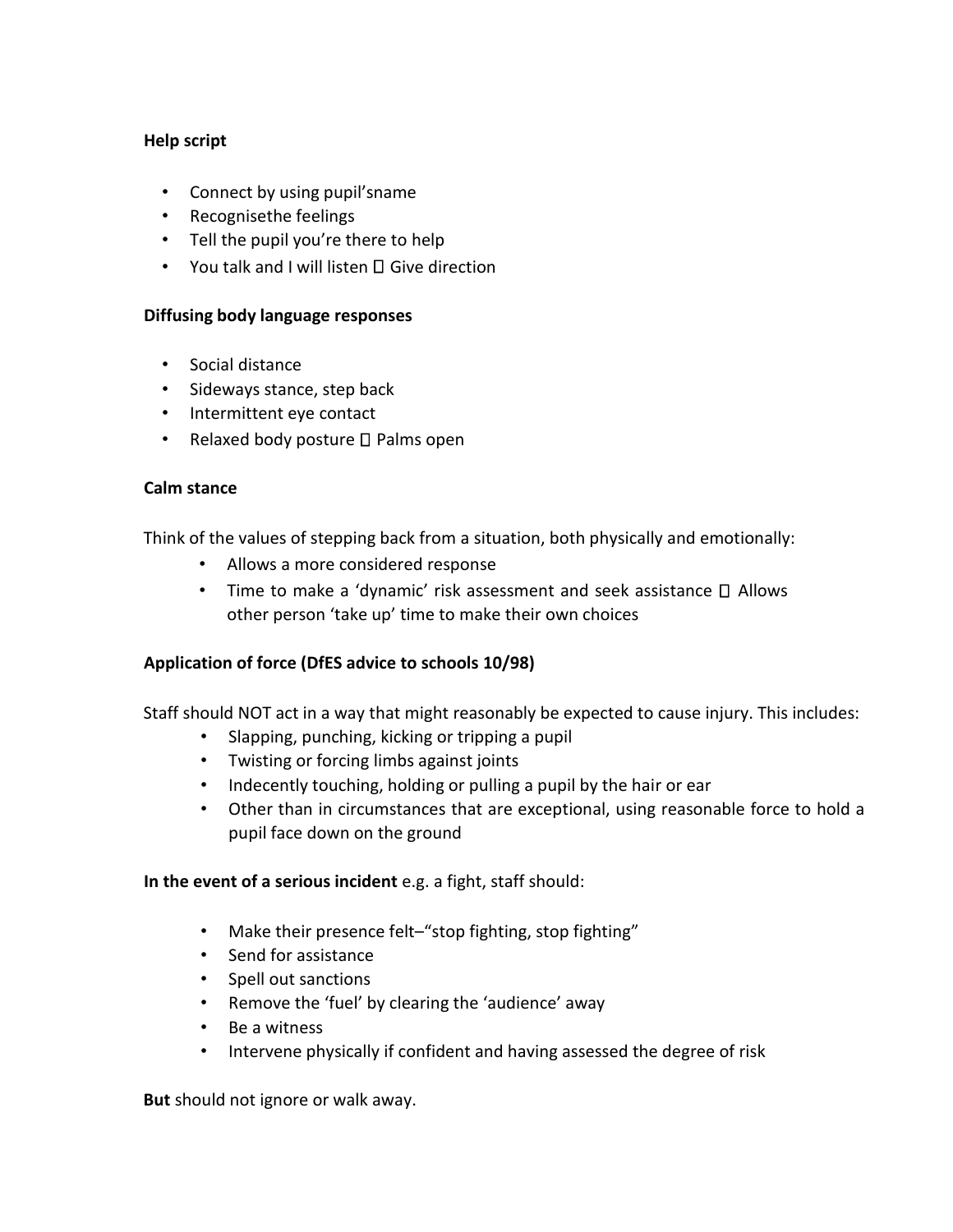**Help script**

- Connect by using pupil'sname
- Recognisethe feelings
- Tell the pupil you're there to help
- You talk and I will listen  Give direction

**Diffusing body language responses**

- Social distance
- Sideways stance, step back
- Intermittent eye contact
- Relaxed body posture  Palms open

**Calm stance**

Think of the values of stepping back from a situation, both physically and emotionally:

- Allows a more considered response
- Time to make a 'dynamic' risk assessment and seek assistance  Allows other person 'take up' time to make their own choices

**Application of force (DfES advice to schools 10/98)**

Staff should NOT act in a way that might reasonably be expected to cause injury. This includes:

- Slapping, punching, kicking or tripping a pupil
- Twisting or forcing limbs against joints
- Indecently touching, holding or pulling a pupil by the hair or ear
- Other than in circumstances that are exceptional, using reasonable force to hold a pupil face down on the ground

**In the event of a serious incident** e.g. a fight, staff should:

- Make their presence felt–"stop fighting, stop fighting"
- Send for assistance
- Spell out sanctions
- Remove the 'fuel' by clearing the 'audience' away
- Be a witness
- Intervene physically if confident and having assessed the degree of risk

**But** should not ignore or walk away.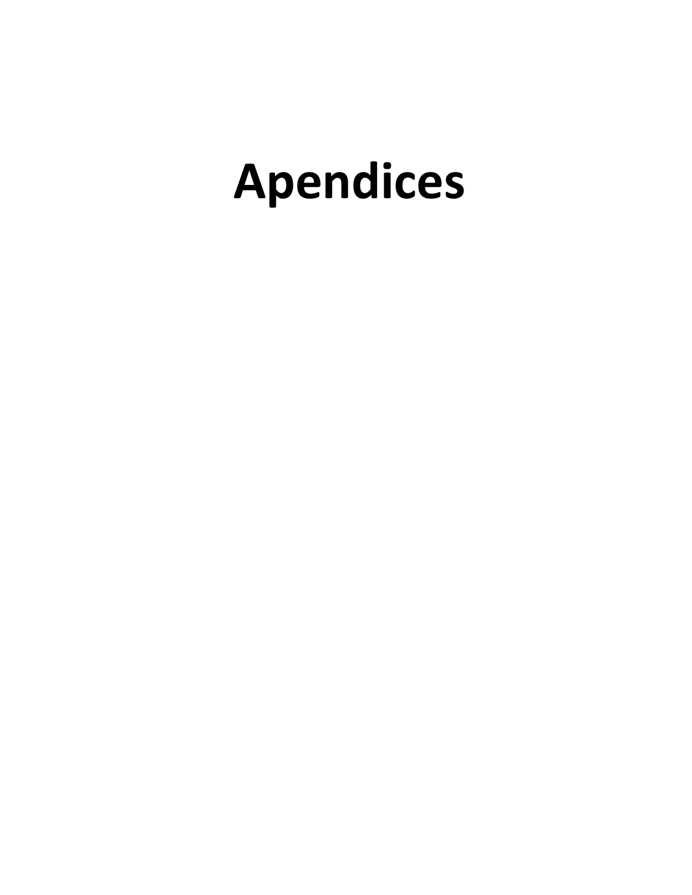# Apendices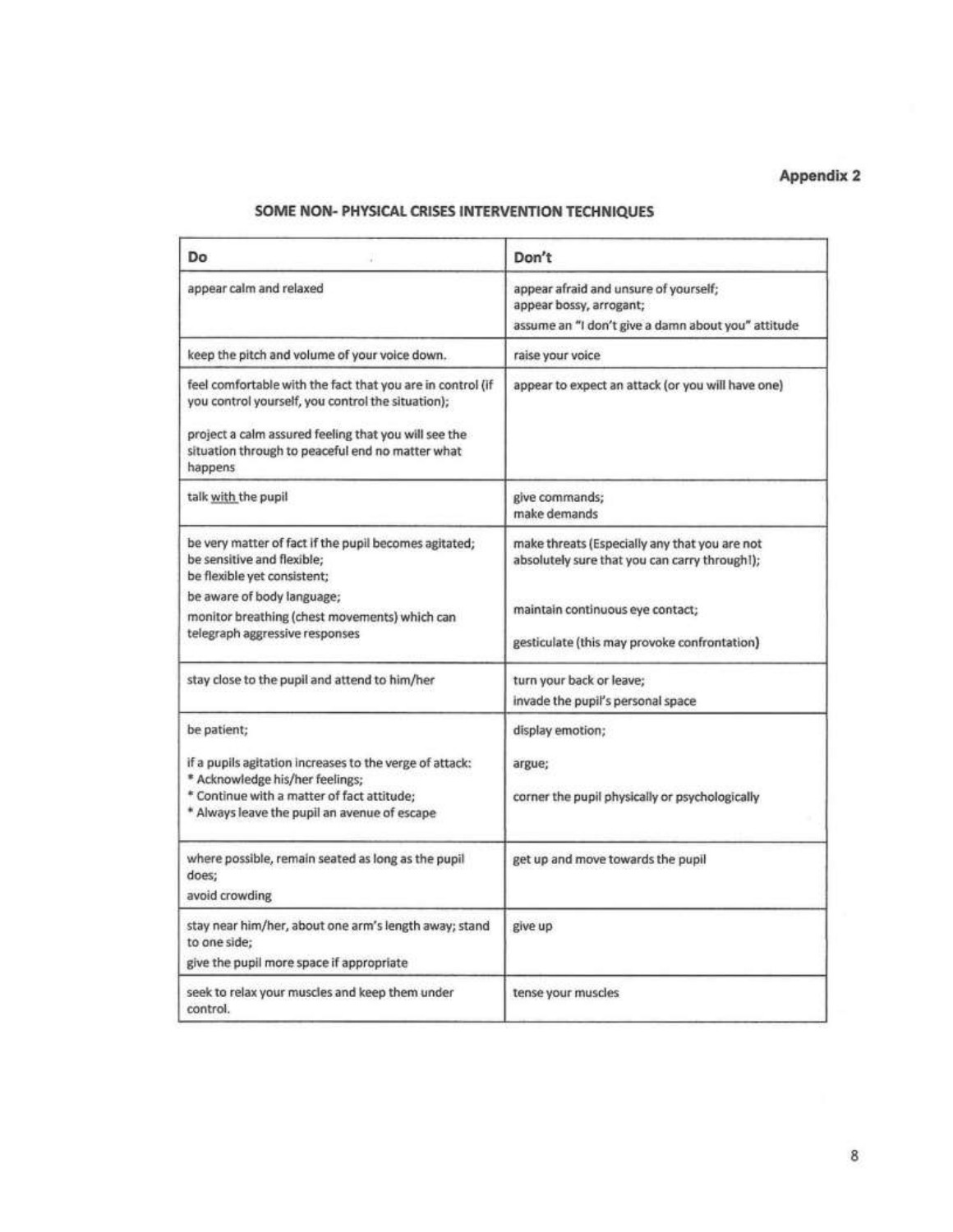**Appendix 2**

## SOME NON- PHYSICAL CRISES INTERVENTION TECHNIQUES

| Do | Don't |
| --- | --- |
| appear calm and relaxed | appear afraid and unsure of yourself;<br>appear bossy, arrogant;<br>assume an "I don't give a damn about you" attitude |
| keep the pitch and volume of your voice down. | raise your voice |
| feel comfortable with the fact that you are in control (if you control yourself, you control the situation);<br><br>project a calm assured feeling that you will see the situation through to peaceful end no matter what happens | appear to expect an attack (or you will have one) |
| talk <u>with</u> the pupil | give commands;<br>make demands |
| be very matter of fact if the pupil becomes agitated;<br>be sensitive and flexible;<br>be flexible yet consistent;<br>be aware of body language;<br>monitor breathing (chest movements) which can telegraph aggressive responses | make threats (Especially any that you are not absolutely sure that you can carry through!);<br><br>maintain continuous eye contact;<br><br>gesticulate (this may provoke confrontation) |
| stay close to the pupil and attend to him/her | turn your back or leave;<br>invade the pupil's personal space |
| be patient;<br><br>if a pupils agitation increases to the verge of attack:<br>* Acknowledge his/her feelings;<br>* Continue with a matter of fact attitude;<br>* Always leave the pupil an avenue of escape | display emotion;<br><br>argue;<br><br>corner the pupil physically or psychologically |
| where possible, remain seated as long as the pupil does;<br>avoid crowding | get up and move towards the pupil |
| stay near him/her, about one arm's length away; stand to one side;<br>give the pupil more space if appropriate | give up |
| seek to relax your muscles and keep them under control. | tense your muscles |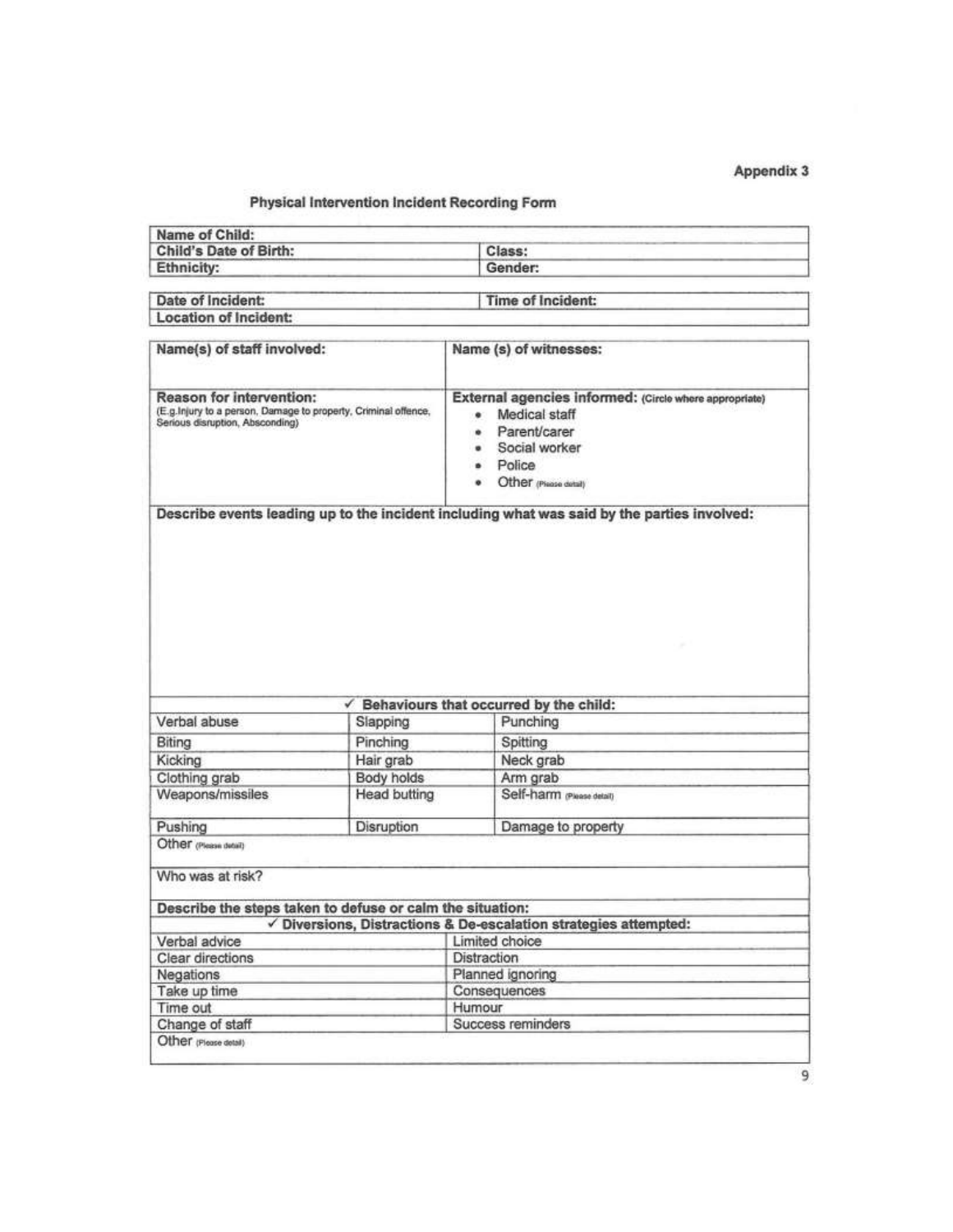**Appendix 3**

## Physical Intervention Incident Recording Form

| Name of Child: | |
|---|---|
| Child's Date of Birth: | Class: |
| Ethnicity: | Gender: |

| Date of Incident: | Time of Incident: |
|---|---|
| Location of Incident: | |

| Name(s) of staff involved: | Name (s) of witnesses: |
|---|---|
| **Reason for intervention:** (E.g.Injury to a person, Damage to property, Criminal offence, Serious disruption, Absconding) | **External agencies informed:** (Circle where appropriate) <br> • Medical staff <br> • Parent/carer <br> • Social worker <br> • Police <br> • Other (Please detail) |

**Describe events leading up to the incident including what was said by the parties involved:**

| ✓ Behaviours that occurred by the child: | | |
|---|---|---|
| Verbal abuse | Slapping | Punching |
| Biting | Pinching | Spitting |
| Kicking | Hair grab | Neck grab |
| Clothing grab | Body holds | Arm grab |
| Weapons/missiles | Head butting | Self-harm (Please detail) |
| Pushing | Disruption | Damage to property |
| Other (Please detail) | | |
| Who was at risk? | | |

**Describe the steps taken to defuse or calm the situation:**

| ✓ Diversions, Distractions & De-escalation strategies attempted: | |
|---|---|
| Verbal advice | Limited choice |
| Clear directions | Distraction |
| Negations | Planned ignoring |
| Take up time | Consequences |
| Time out | Humour |
| Change of staff | Success reminders |
| Other (Please detail) | |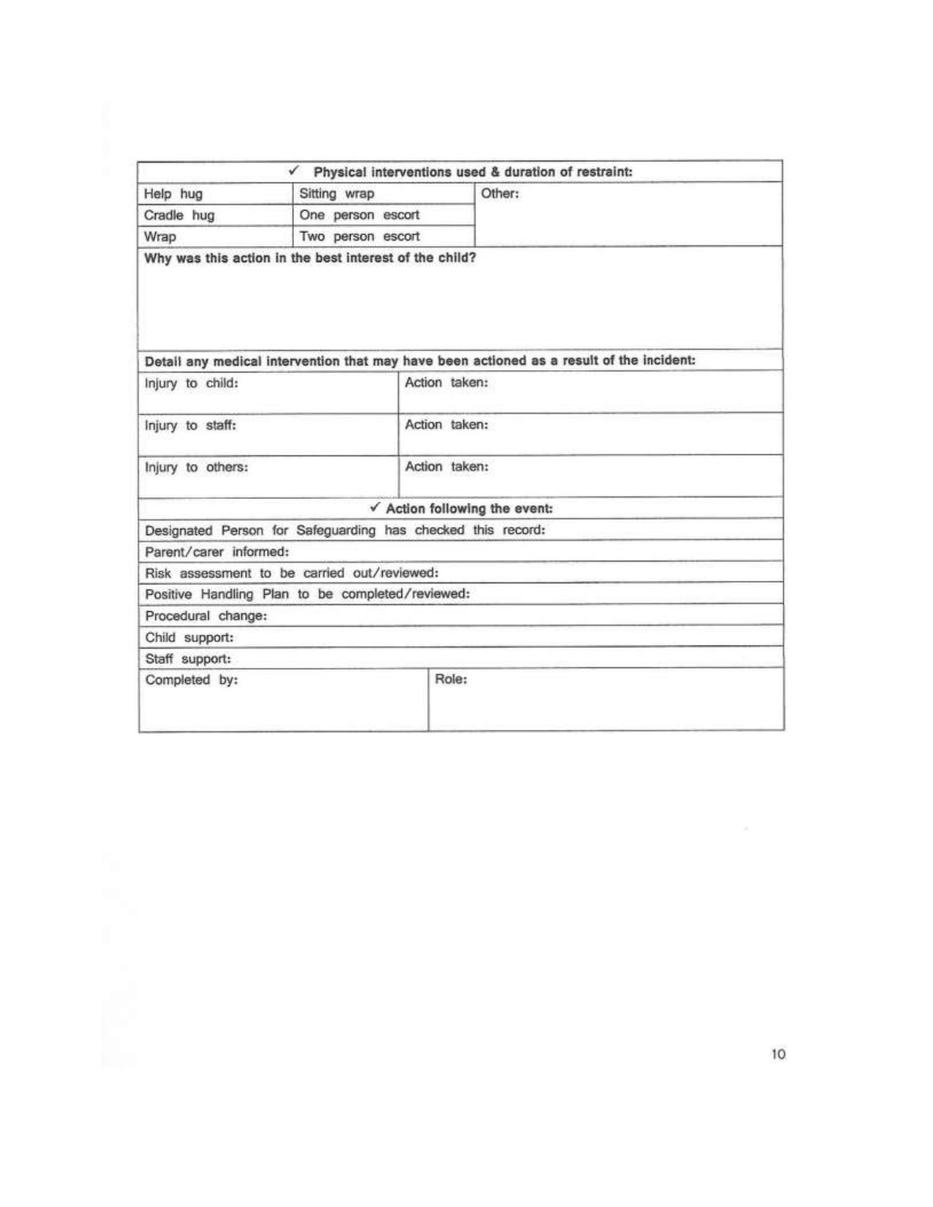| ✓ Physical interventions used & duration of restraint: | | |
|---|---|---|
| Help hug | Sitting wrap | Other: |
| Cradle hug | One person escort | |
| Wrap | Two person escort | |
| **Why was this action in the best interest of the child?** | | |
| **Detail any medical intervention that may have been actioned as a result of the incident:** | | |
| Injury to child: | Action taken: | |
| Injury to staff: | Action taken: | |
| Injury to others: | Action taken: | |
| ✓ **Action following the event:** | | |
| Designated Person for Safeguarding has checked this record: | | |
| Parent/carer informed: | | |
| Risk assessment to be carried out/reviewed: | | |
| Positive Handling Plan to be completed/reviewed: | | |
| Procedural change: | | |
| Child support: | | |
| Staff support: | | |
| Completed by: | Role: | |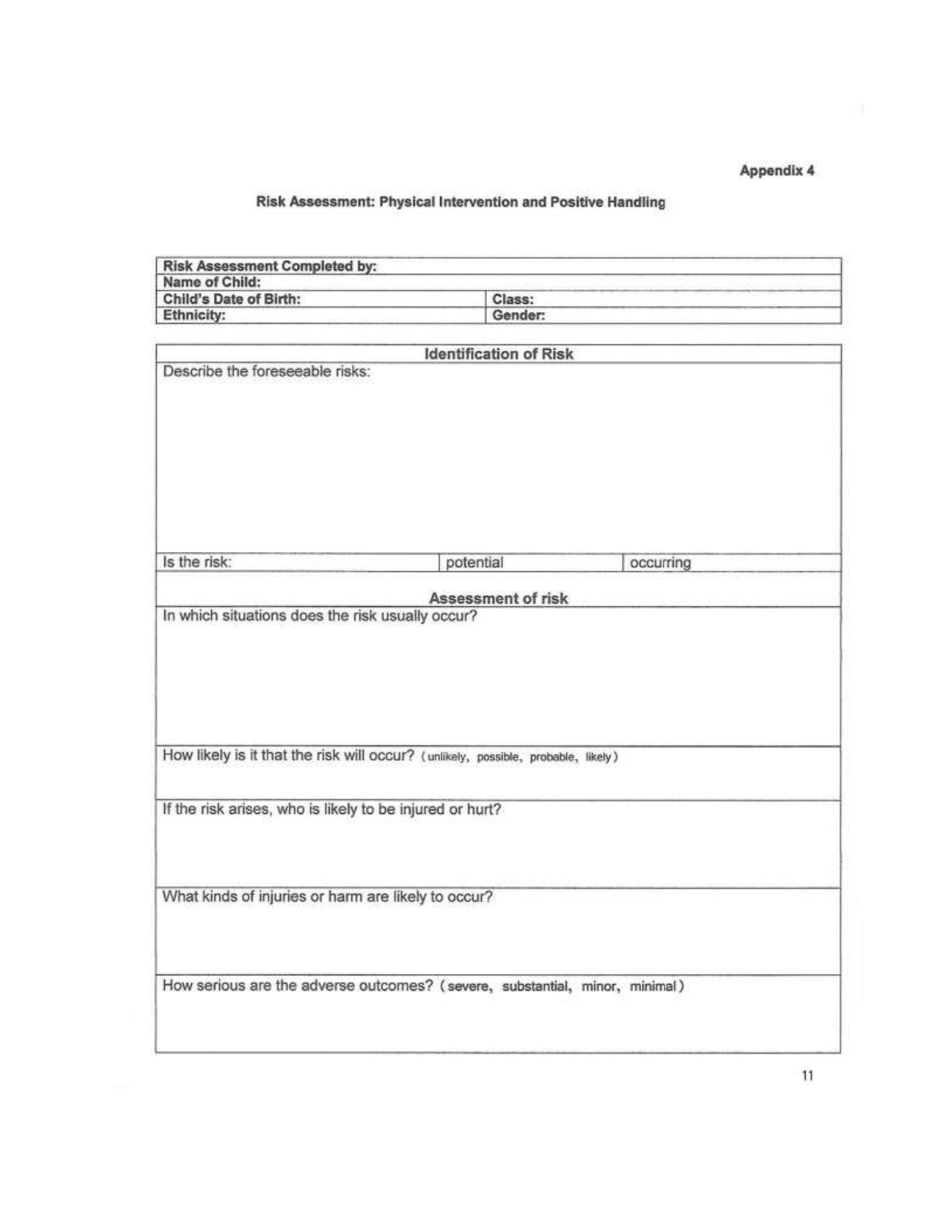**Appendix 4**

## Risk Assessment: Physical Intervention and Positive Handling

| **Risk Assessment Completed by:** | |
|---|---|
| **Name of Child:** | |
| **Child's Date of Birth:** | **Class:** |
| **Ethnicity:** | **Gender:** |

| **Identification of Risk** | | |
|---|---|---|
| Describe the foreseeable risks: | | |
| Is the risk: | potential | occurring |
| **Assessment of risk** | | |
| In which situations does the risk usually occur? | | |
| How likely is it that the risk will occur? (unlikely, possible, probable, likely) | | |
| If the risk arises, who is likely to be injured or hurt? | | |
| What kinds of injuries or harm are likely to occur? | | |
| How serious are the adverse outcomes? (severe, substantial, minor, minimal) | | |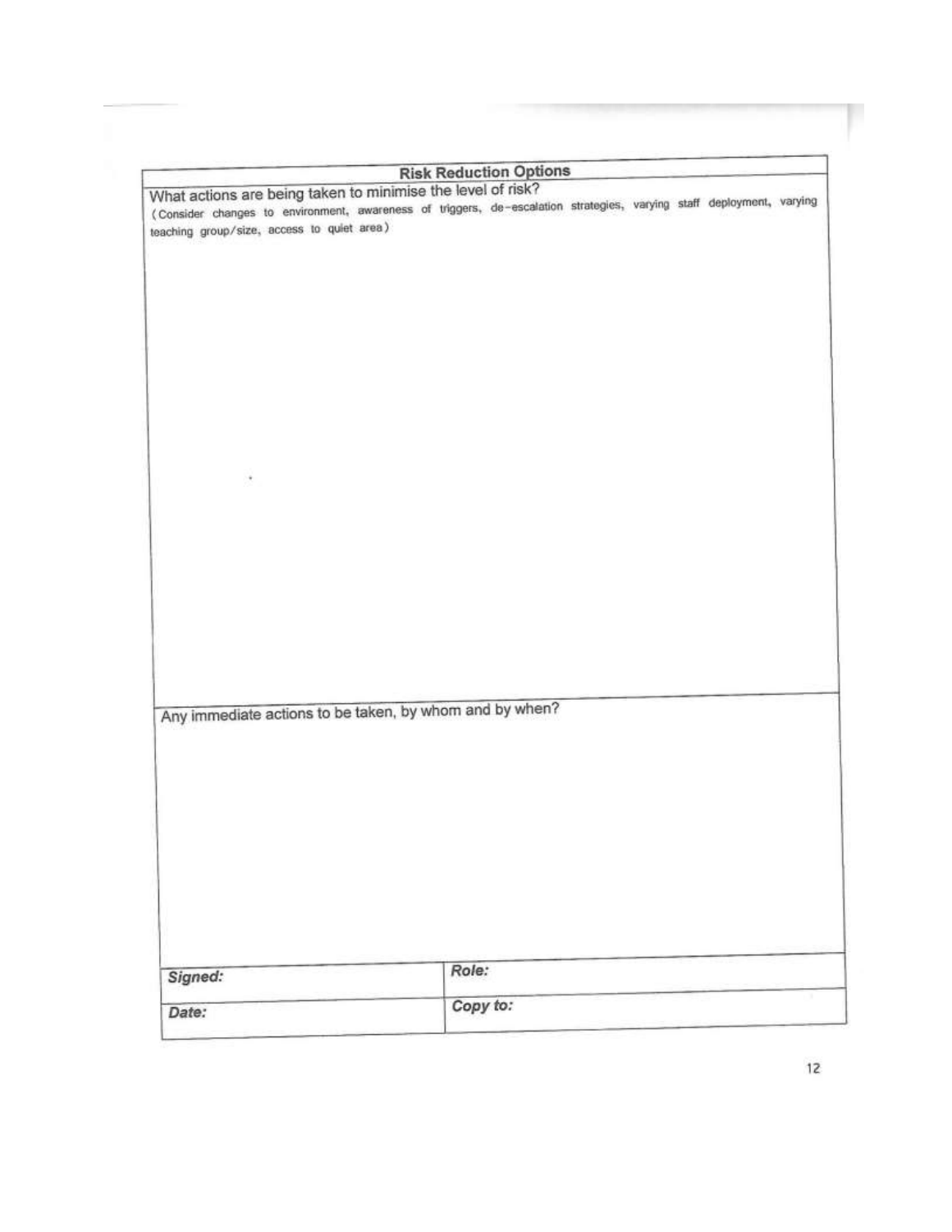| Risk Reduction Options |
| --- |
| What actions are being taken to minimise the level of risk?<br>(Consider changes to environment, awareness of triggers, de-escalation strategies, varying staff deployment, varying teaching group/size, access to quiet area) |
| Any immediate actions to be taken, by whom and by when? |

| | |
| --- | --- |
| ***Signed:*** | ***Role:*** |
| ***Date:*** | ***Copy to:*** |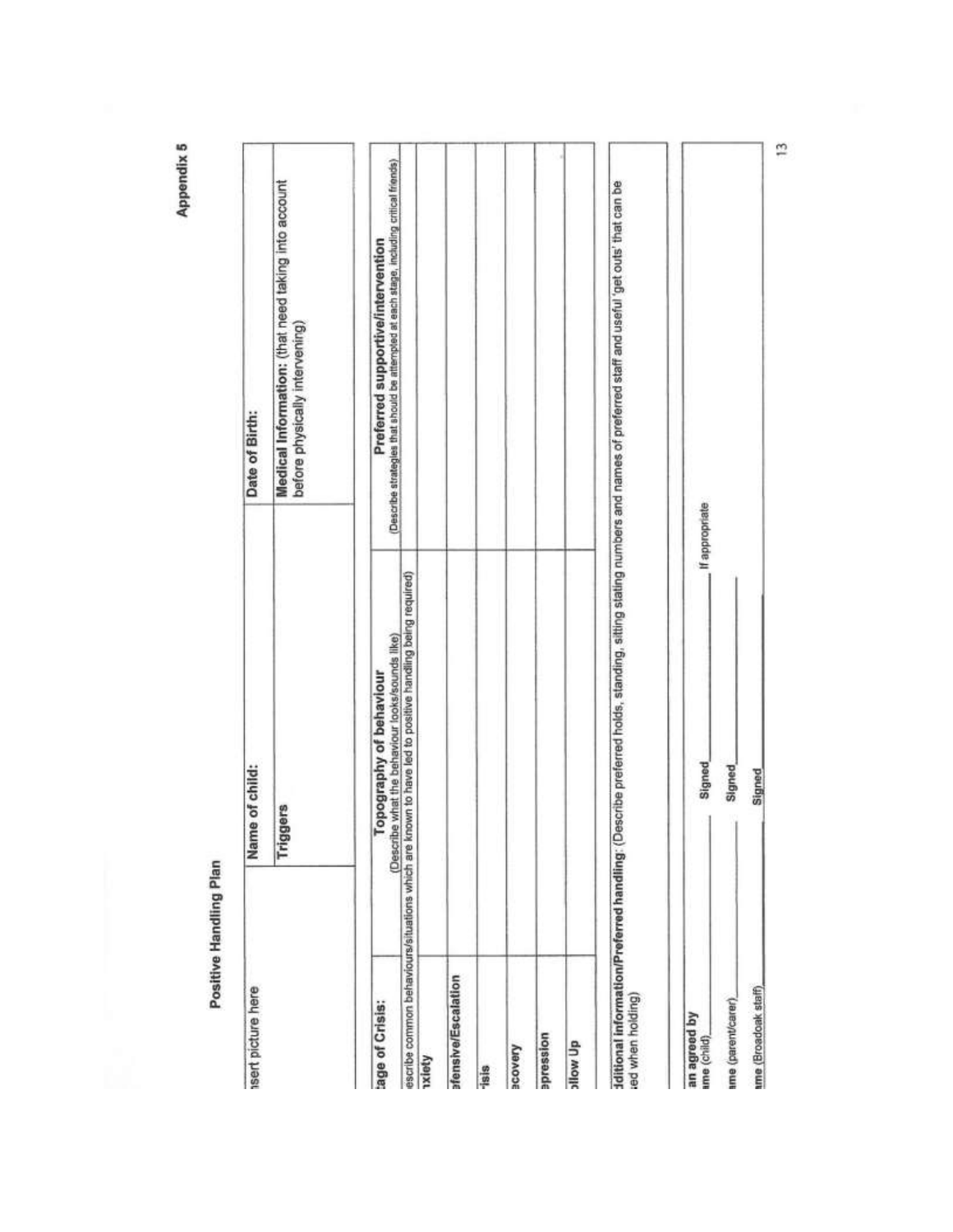## Appendix 5

# Positive Handling Plan

| | | |
|---|---|---|
| nsert picture here | Name of child: | Date of Birth: |
| | Triggers | Medical Information: (that need taking into account before physically intervening) |

| tage of Crisis: escribe common behaviours/situations which are known to have led to positive handling being required) | Topography of behaviour (Describe what the behaviour looks/sounds like) | Preferred supportive/intervention (Describe strategies that should be attempted at each stage, including critical friends) |
|---|---|---|
| nxiety | | |
| efensive/Escalation | | |
| risis | | |
| ecovery | | |
| epression | | |
| ollow Up | | |

dditional information/Preferred handling: (Describe preferred holds, standing, sitting stating numbers and names of preferred staff and useful 'get outs' that can be sed when holding)

an agreed by

ame (child)\_\_\_\_\_\_\_\_\_\_ Signed\_\_\_\_\_\_\_\_\_\_ If appropriate

ame (parent/carer)\_\_\_\_\_\_\_\_\_\_ Signed\_\_\_\_\_\_\_\_\_\_

ame (Broadoak staff)\_\_\_\_\_\_\_\_\_\_ Signed\_\_\_\_\_\_\_\_\_\_